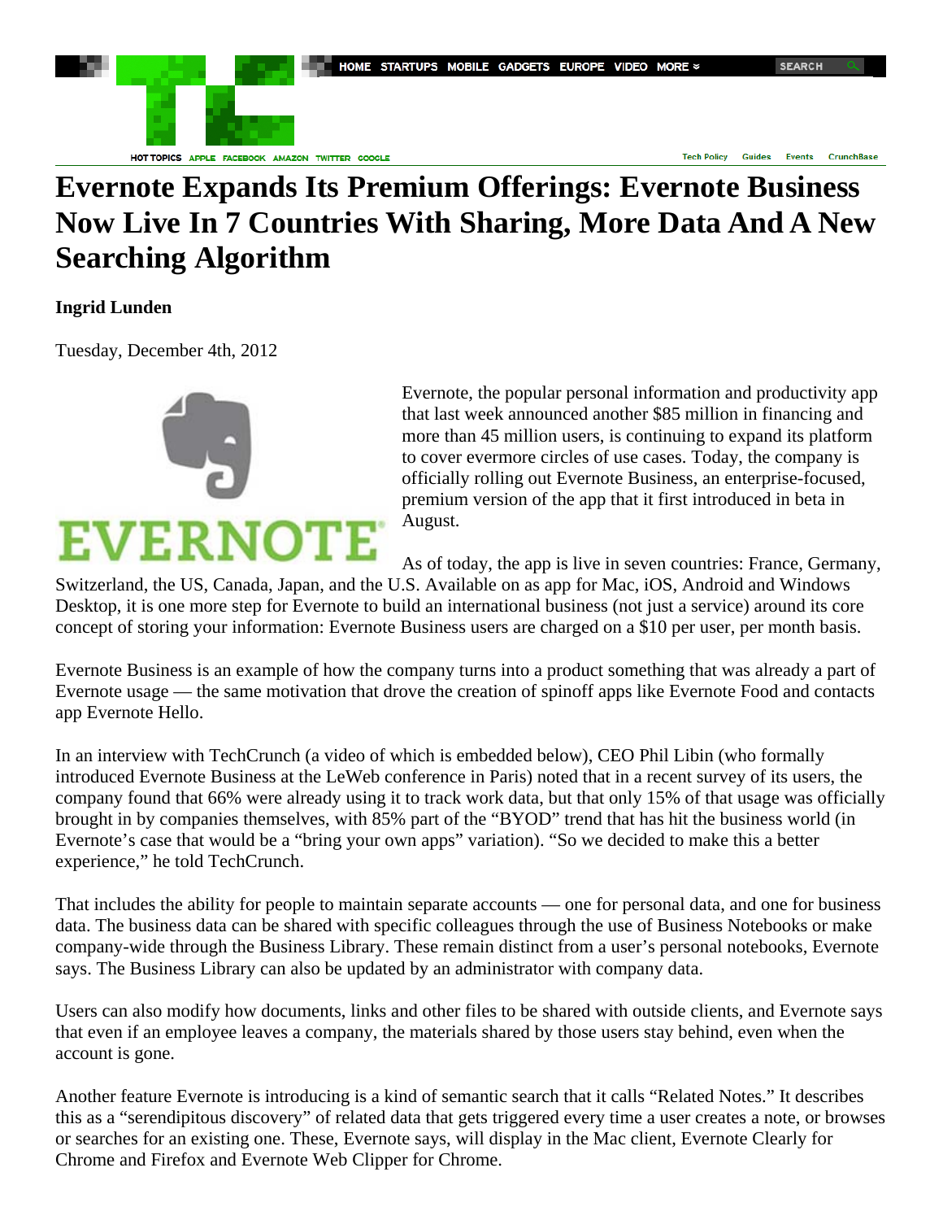# Evernote Expands Its Premium Offerings: Evernote Business Now Live In 7 Countries With Sharing, More Data And A New Searching Algorithm

**Ingrid Lunden**

Tuesday, December 4th, 2012

Evernote, the popular personal information and productivity app that last week announced another $85 million in financing and more than 45 million users, is continuing to expand its platform to cover evermore circles of use cases. Today, the company is officially rolling out Evernote Business, an enterprise-focused, premium version of the app that it first introduced in beta in August.

As of today, the app is live in seven countries: France, Germany, Switzerland, the US, Canada, Japan, and the U.S. Available on as app for Mac, iOS, Android and Windows Desktop, it is one more step for Evernote to build an international business (not just a service) around its core concept of storing your information: Evernote Business users are charged on a $10 per user, per month basis.

Evernote Business is an example of how the company turns into a product something that was already a part of Evernote usage — the same motivation that drove the creation of spinoff apps like Evernote Food and contacts app Evernote Hello.

In an interview with TechCrunch (a video of which is embedded below), CEO Phil Libin (who formally introduced Evernote Business at the LeWeb conference in Paris) noted that in a recent survey of its users, the company found that 66% were already using it to track work data, but that only 15% of that usage was officially brought in by companies themselves, with 85% part of the "BYOD" trend that has hit the business world (in Evernote's case that would be a "bring your own apps" variation). "So we decided to make this a better experience," he told TechCrunch.

That includes the ability for people to maintain separate accounts — one for personal data, and one for business data. The business data can be shared with specific colleagues through the use of Business Notebooks or make company-wide through the Business Library. These remain distinct from a user's personal notebooks, Evernote says. The Business Library can also be updated by an administrator with company data.

Users can also modify how documents, links and other files to be shared with outside clients, and Evernote says that even if an employee leaves a company, the materials shared by those users stay behind, even when the account is gone.

Another feature Evernote is introducing is a kind of semantic search that it calls "Related Notes." It describes this as a "serendipitous discovery" of related data that gets triggered every time a user creates a note, or browses or searches for an existing one. These, Evernote says, will display in the Mac client, Evernote Clearly for Chrome and Firefox and Evernote Web Clipper for Chrome.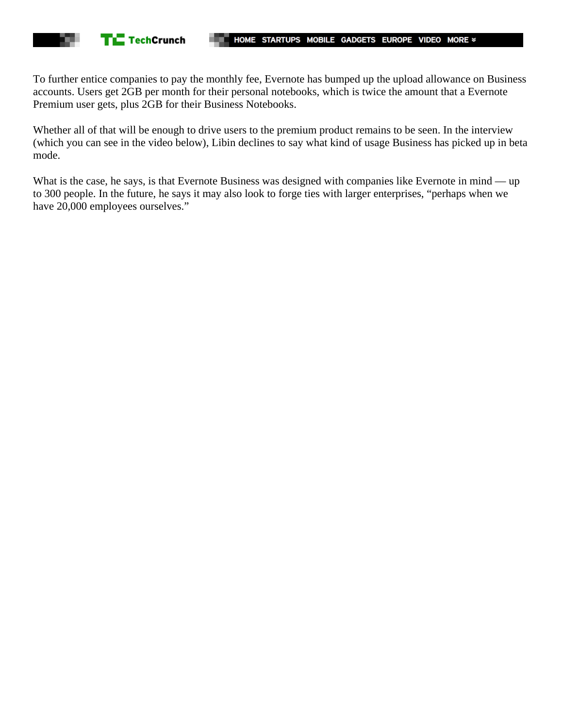To further entice companies to pay the monthly fee, Evernote has bumped up the upload allowance on Business accounts. Users get 2GB per month for their personal notebooks, which is twice the amount that a Evernote Premium user gets, plus 2GB for their Business Notebooks.

Whether all of that will be enough to drive users to the premium product remains to be seen. In the interview (which you can see in the video below), Libin declines to say what kind of usage Business has picked up in beta mode.

What is the case, he says, is that Evernote Business was designed with companies like Evernote in mind — up to 300 people. In the future, he says it may also look to forge ties with larger enterprises, “perhaps when we have 20,000 employees ourselves.”